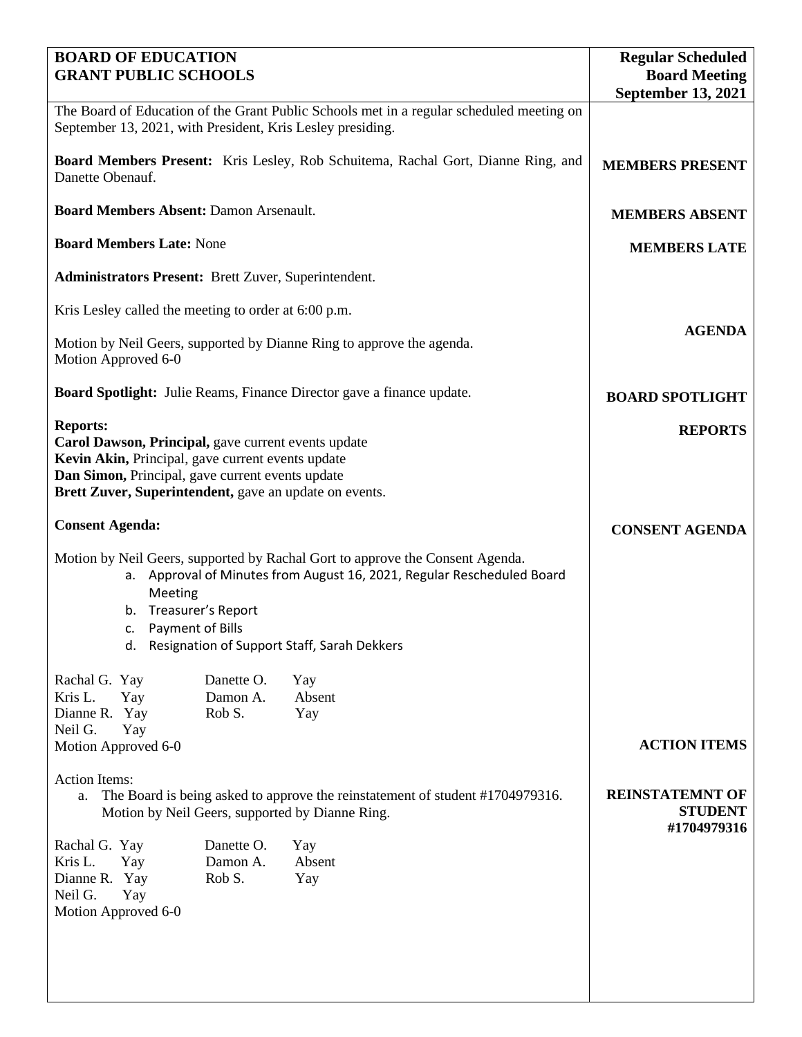**BOARD OF EDUCATION**
**GRANT PUBLIC SCHOOLS**

**Regular Scheduled Board Meeting**
**September 13, 2021**

The Board of Education of the Grant Public Schools met in a regular scheduled meeting on September 13, 2021, with President, Kris Lesley presiding.

**MEMBERS PRESENT**

**Board Members Present:** Kris Lesley, Rob Schuitema, Rachal Gort, Dianne Ring, and Danette Obenauf.

**MEMBERS ABSENT**

**Board Members Absent:** Damon Arsenault.

**MEMBERS LATE**

**Board Members Late:** None

**Administrators Present:** Brett Zuver, Superintendent.

Kris Lesley called the meeting to order at 6:00 p.m.

**AGENDA**

Motion by Neil Geers, supported by Dianne Ring to approve the agenda.
Motion Approved 6-0

**BOARD SPOTLIGHT**

**Board Spotlight:** Julie Reams, Finance Director gave a finance update.

**REPORTS**

**Reports:**
**Carol Dawson, Principal,** gave current events update
**Kevin Akin,** Principal, gave current events update
**Dan Simon,** Principal, gave current events update
**Brett Zuver, Superintendent,** gave an update on events.

**CONSENT AGENDA**

**Consent Agenda:**

Motion by Neil Geers, supported by Rachal Gort to approve the Consent Agenda.

a. Approval of Minutes from August 16, 2021, Regular Rescheduled Board Meeting
b. Treasurer's Report
c. Payment of Bills
d. Resignation of Support Staff, Sarah Dekkers

Rachal G. Yay — Danette O. Yay
Kris L. Yay — Damon A. Absent
Dianne R. Yay — Rob S. Yay
Neil G. Yay
Motion Approved 6-0

**ACTION ITEMS**

Action Items:

**REINSTATEMNT OF STUDENT #1704979316**

a. The Board is being asked to approve the reinstatement of student #1704979316. Motion by Neil Geers, supported by Dianne Ring.

Rachal G. Yay — Danette O. Yay
Kris L. Yay — Damon A. Absent
Dianne R. Yay — Rob S. Yay
Neil G. Yay
Motion Approved 6-0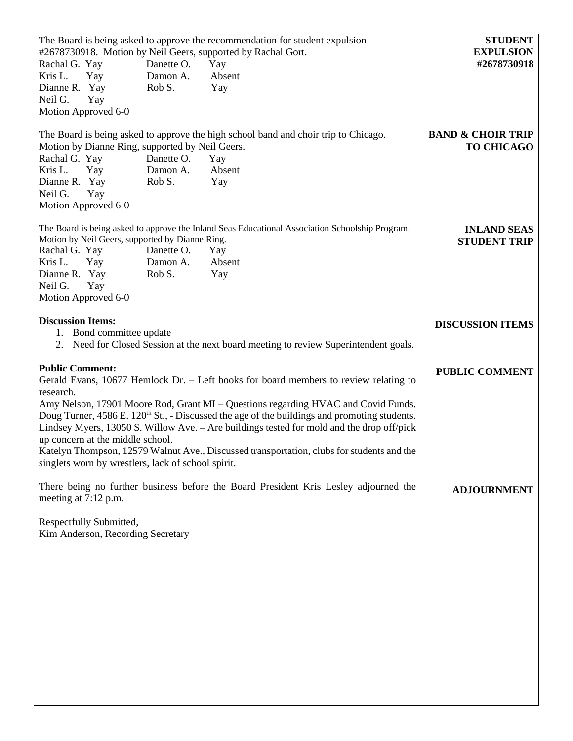**STUDENT EXPULSION #2678730918**

The Board is being asked to approve the recommendation for student expulsion #2678730918. Motion by Neil Geers, supported by Rachal Gort.

| | | | |
|---|---|---|---|
| Rachal G. | Yay | Danette O. | Yay |
| Kris L. | Yay | Damon A. | Absent |
| Dianne R. | Yay | Rob S. | Yay |
| Neil G. | Yay | | |

Motion Approved 6-0

**BAND & CHOIR TRIP TO CHICAGO**

The Board is being asked to approve the high school band and choir trip to Chicago. Motion by Dianne Ring, supported by Neil Geers.

| | | | |
|---|---|---|---|
| Rachal G. | Yay | Danette O. | Yay |
| Kris L. | Yay | Damon A. | Absent |
| Dianne R. | Yay | Rob S. | Yay |
| Neil G. | Yay | | |

Motion Approved 6-0

**INLAND SEAS STUDENT TRIP**

The Board is being asked to approve the Inland Seas Educational Association Schoolship Program. Motion by Neil Geers, supported by Dianne Ring.

| | | | |
|---|---|---|---|
| Rachal G. | Yay | Danette O. | Yay |
| Kris L. | Yay | Damon A. | Absent |
| Dianne R. | Yay | Rob S. | Yay |
| Neil G. | Yay | | |

Motion Approved 6-0

**DISCUSSION ITEMS**

**Discussion Items:**

1. Bond committee update
2. Need for Closed Session at the next board meeting to review Superintendent goals.

**PUBLIC COMMENT**

**Public Comment:**

Gerald Evans, 10677 Hemlock Dr. – Left books for board members to review relating to research.
Amy Nelson, 17901 Moore Rod, Grant MI – Questions regarding HVAC and Covid Funds.
Doug Turner, 4586 E. 120th St., - Discussed the age of the buildings and promoting students.
Lindsey Myers, 13050 S. Willow Ave. – Are buildings tested for mold and the drop off/pick up concern at the middle school.
Katelyn Thompson, 12579 Walnut Ave., Discussed transportation, clubs for students and the singlets worn by wrestlers, lack of school spirit.

**ADJOURNMENT**

There being no further business before the Board President Kris Lesley adjourned the meeting at 7:12 p.m.

Respectfully Submitted,
Kim Anderson, Recording Secretary